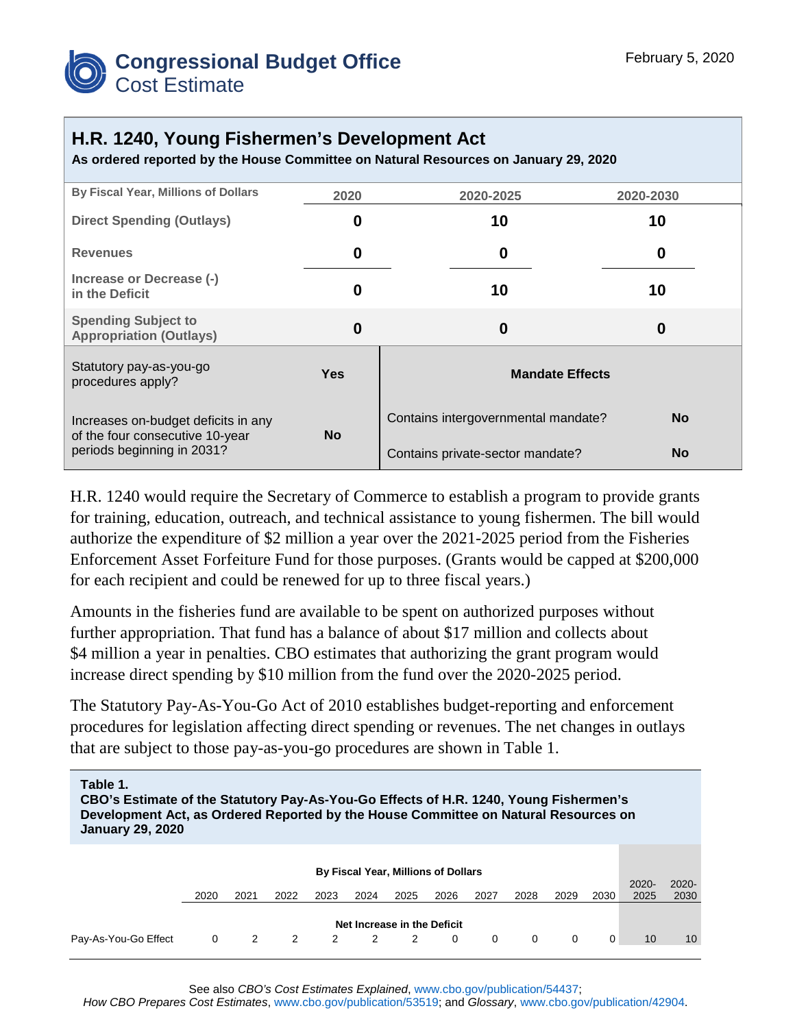# Congressional Budget Office
## Cost Estimate

February 5, 2020

## H.R. 1240, Young Fishermen's Development Act

**As ordered reported by the House Committee on Natural Resources on January 29, 2020**

| By Fiscal Year, Millions of Dollars | 2020 | 2020-2025 | 2020-2030 |
|---|---|---|---|
| Direct Spending (Outlays) | 0 | 10 | 10 |
| Revenues | 0 | 0 | 0 |
| Increase or Decrease (-) in the Deficit | 0 | 10 | 10 |
| Spending Subject to Appropriation (Outlays) | 0 | 0 | 0 |

| | | | |
|---|---|---|---|
| Statutory pay-as-you-go procedures apply? | Yes | **Mandate Effects** | |
| Increases on-budget deficits in any of the four consecutive 10-year periods beginning in 2031? | No | Contains intergovernmental mandate? | No |
| | | Contains private-sector mandate? | No |

H.R. 1240 would require the Secretary of Commerce to establish a program to provide grants for training, education, outreach, and technical assistance to young fishermen. The bill would authorize the expenditure of $2 million a year over the 2021-2025 period from the Fisheries Enforcement Asset Forfeiture Fund for those purposes. (Grants would be capped at $200,000 for each recipient and could be renewed for up to three fiscal years.)

Amounts in the fisheries fund are available to be spent on authorized purposes without further appropriation. That fund has a balance of about $17 million and collects about $4 million a year in penalties. CBO estimates that authorizing the grant program would increase direct spending by $10 million from the fund over the 2020-2025 period.

The Statutory Pay-As-You-Go Act of 2010 establishes budget-reporting and enforcement procedures for legislation affecting direct spending or revenues. The net changes in outlays that are subject to those pay-as-you-go procedures are shown in Table 1.

**Table 1.**
**CBO's Estimate of the Statutory Pay-As-You-Go Effects of H.R. 1240, Young Fishermen's Development Act, as Ordered Reported by the House Committee on Natural Resources on January 29, 2020**

| | 2020 | 2021 | 2022 | 2023 | 2024 | 2025 | 2026 | 2027 | 2028 | 2029 | 2030 | 2020-2025 | 2020-2030 |
|---|---|---|---|---|---|---|---|---|---|---|---|---|---|
| | **Net Increase in the Deficit** | | | | | | | | | | | | |
| Pay-As-You-Go Effect | 0 | 2 | 2 | 2 | 2 | 2 | 0 | 0 | 0 | 0 | 0 | 10 | 10 |

By Fiscal Year, Millions of Dollars

See also *CBO's Cost Estimates Explained*, www.cbo.gov/publication/54437; *How CBO Prepares Cost Estimates*, www.cbo.gov/publication/53519; and *Glossary*, www.cbo.gov/publication/42904.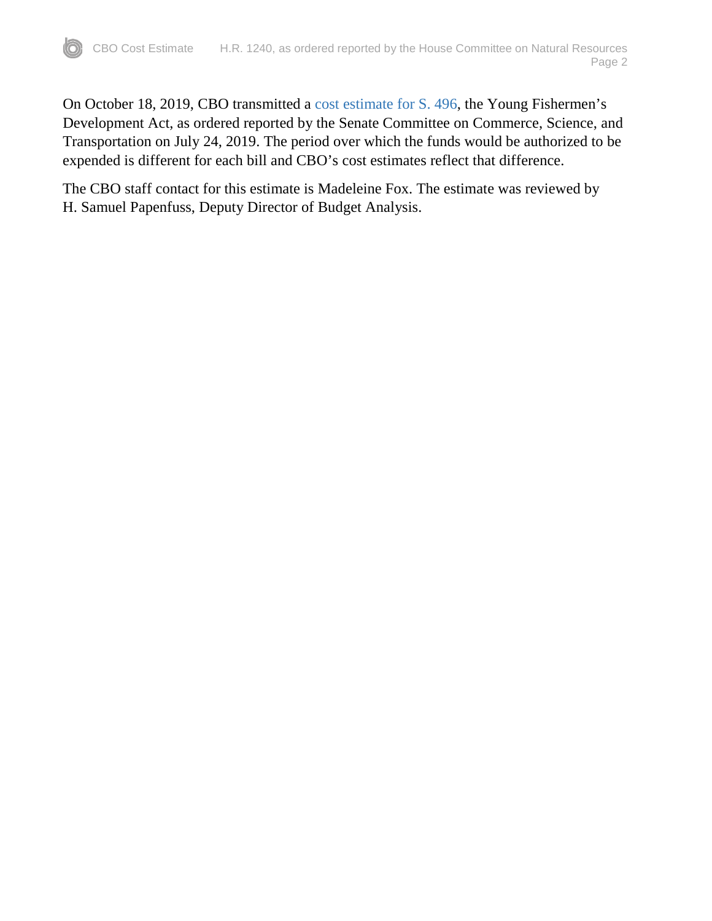On October 18, 2019, CBO transmitted a cost estimate for S. 496, the Young Fishermen's Development Act, as ordered reported by the Senate Committee on Commerce, Science, and Transportation on July 24, 2019. The period over which the funds would be authorized to be expended is different for each bill and CBO's cost estimates reflect that difference.

The CBO staff contact for this estimate is Madeleine Fox. The estimate was reviewed by H. Samuel Papenfuss, Deputy Director of Budget Analysis.